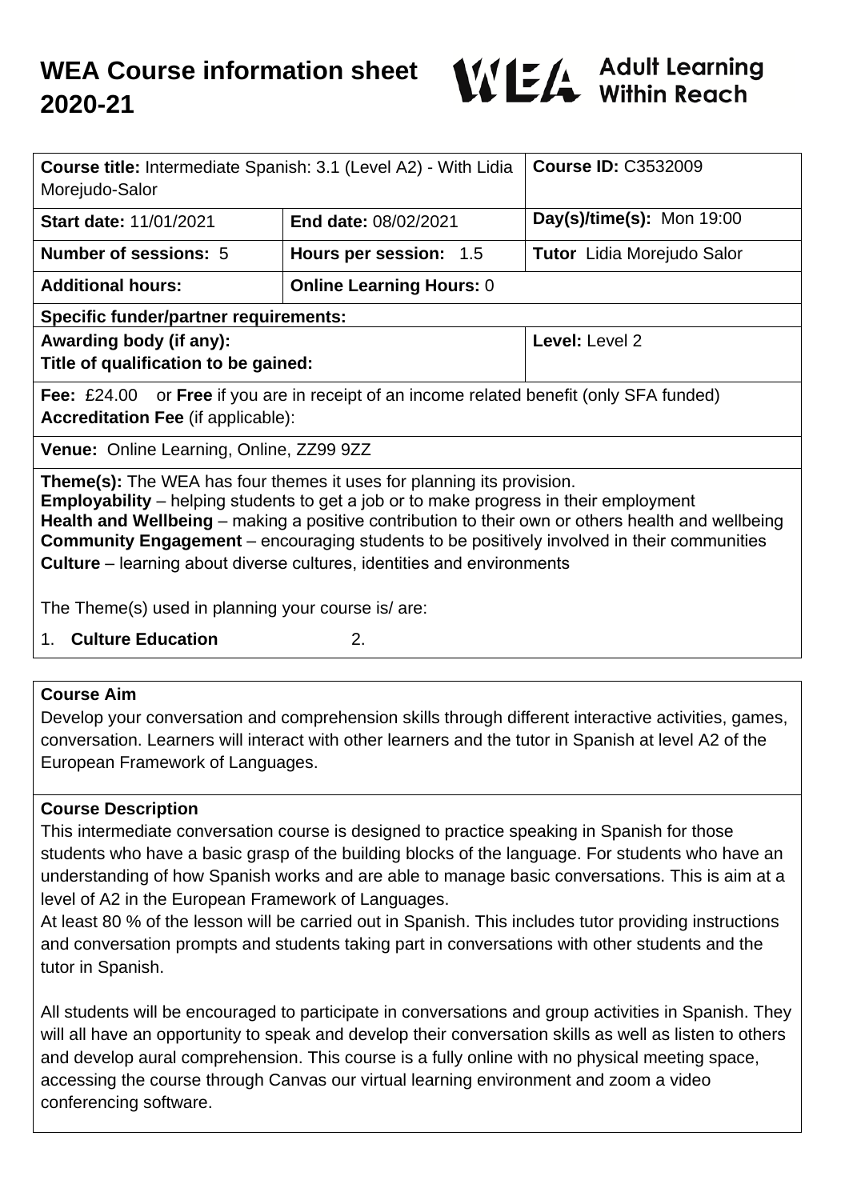# WEA Course information sheet 2020-21

WEA Adult Learning Within Reach

| **Course title:** Intermediate Spanish: 3.1 (Level A2) - With Lidia Morejudo-Salor | | **Course ID:** C3532009 |
|---|---|---|
| **Start date:** 11/01/2021 | **End date:** 08/02/2021 | **Day(s)/time(s):** Mon 19:00 |
| **Number of sessions:** 5 | **Hours per session:** 1.5 | **Tutor** Lidia Morejudo Salor |
| **Additional hours:** | **Online Learning Hours:** 0 | |
| **Specific funder/partner requirements:** | | |
| **Awarding body (if any):** **Title of qualification to be gained:** | | **Level:** Level 2 |
| **Fee:** £24.00 or **Free** if you are in receipt of an income related benefit (only SFA funded) **Accreditation Fee** (if applicable): | | |
| **Venue:** Online Learning, Online, ZZ99 9ZZ | | |

**Theme(s):** The WEA has four themes it uses for planning its provision.
**Employability** – helping students to get a job or to make progress in their employment
**Health and Wellbeing** – making a positive contribution to their own or others health and wellbeing
**Community Engagement** – encouraging students to be positively involved in their communities
**Culture** – learning about diverse cultures, identities and environments

The Theme(s) used in planning your course is/ are:

1. **Culture Education**
2.

## Course Aim

Develop your conversation and comprehension skills through different interactive activities, games, conversation. Learners will interact with other learners and the tutor in Spanish at level A2 of the European Framework of Languages.

## Course Description

This intermediate conversation course is designed to practice speaking in Spanish for those students who have a basic grasp of the building blocks of the language. For students who have an understanding of how Spanish works and are able to manage basic conversations. This is aim at a level of A2 in the European Framework of Languages.
At least 80 % of the lesson will be carried out in Spanish. This includes tutor providing instructions and conversation prompts and students taking part in conversations with other students and the tutor in Spanish.

All students will be encouraged to participate in conversations and group activities in Spanish. They will all have an opportunity to speak and develop their conversation skills as well as listen to others and develop aural comprehension. This course is a fully online with no physical meeting space, accessing the course through Canvas our virtual learning environment and zoom a video conferencing software.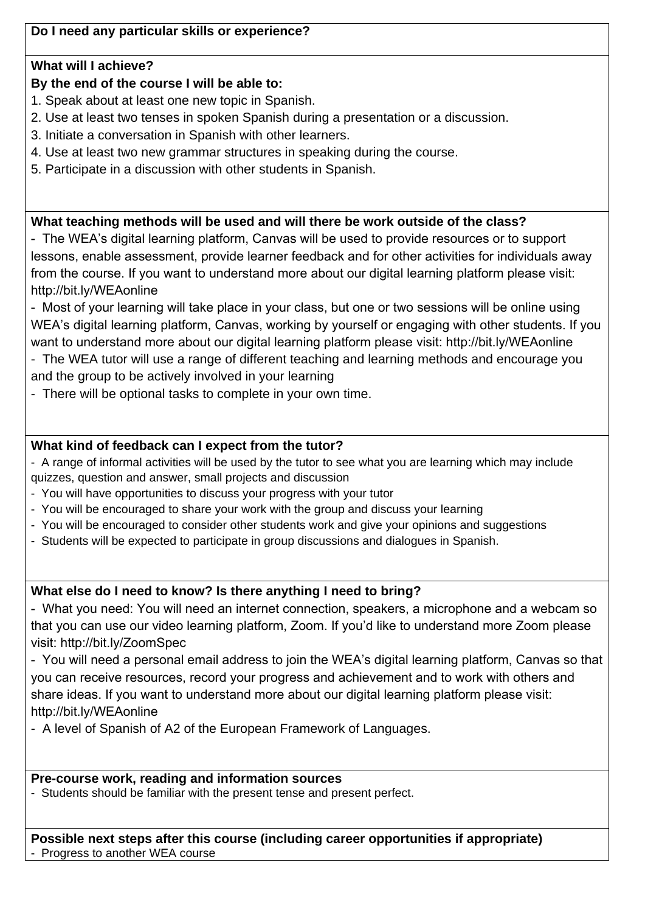**Do I need any particular skills or experience?**

**What will I achieve?**

**By the end of the course I will be able to:**

1. Speak about at least one new topic in Spanish.
2. Use at least two tenses in spoken Spanish during a presentation or a discussion.
3. Initiate a conversation in Spanish with other learners.
4. Use at least two new grammar structures in speaking during the course.
5. Participate in a discussion with other students in Spanish.

**What teaching methods will be used and will there be work outside of the class?**

- The WEA's digital learning platform, Canvas will be used to provide resources or to support lessons, enable assessment, provide learner feedback and for other activities for individuals away from the course. If you want to understand more about our digital learning platform please visit: http://bit.ly/WEAonline
- Most of your learning will take place in your class, but one or two sessions will be online using WEA's digital learning platform, Canvas, working by yourself or engaging with other students. If you want to understand more about our digital learning platform please visit: http://bit.ly/WEAonline
- The WEA tutor will use a range of different teaching and learning methods and encourage you and the group to be actively involved in your learning
- There will be optional tasks to complete in your own time.

**What kind of feedback can I expect from the tutor?**

- A range of informal activities will be used by the tutor to see what you are learning which may include quizzes, question and answer, small projects and discussion
- You will have opportunities to discuss your progress with your tutor
- You will be encouraged to share your work with the group and discuss your learning
- You will be encouraged to consider other students work and give your opinions and suggestions
- Students will be expected to participate in group discussions and dialogues in Spanish.

**What else do I need to know? Is there anything I need to bring?**

- What you need: You will need an internet connection, speakers, a microphone and a webcam so that you can use our video learning platform, Zoom. If you'd like to understand more Zoom please visit: http://bit.ly/ZoomSpec
- You will need a personal email address to join the WEA's digital learning platform, Canvas so that you can receive resources, record your progress and achievement and to work with others and share ideas. If you want to understand more about our digital learning platform please visit: http://bit.ly/WEAonline
- A level of Spanish of A2 of the European Framework of Languages.

**Pre-course work, reading and information sources**

- Students should be familiar with the present tense and present perfect.

**Possible next steps after this course (including career opportunities if appropriate)**

- Progress to another WEA course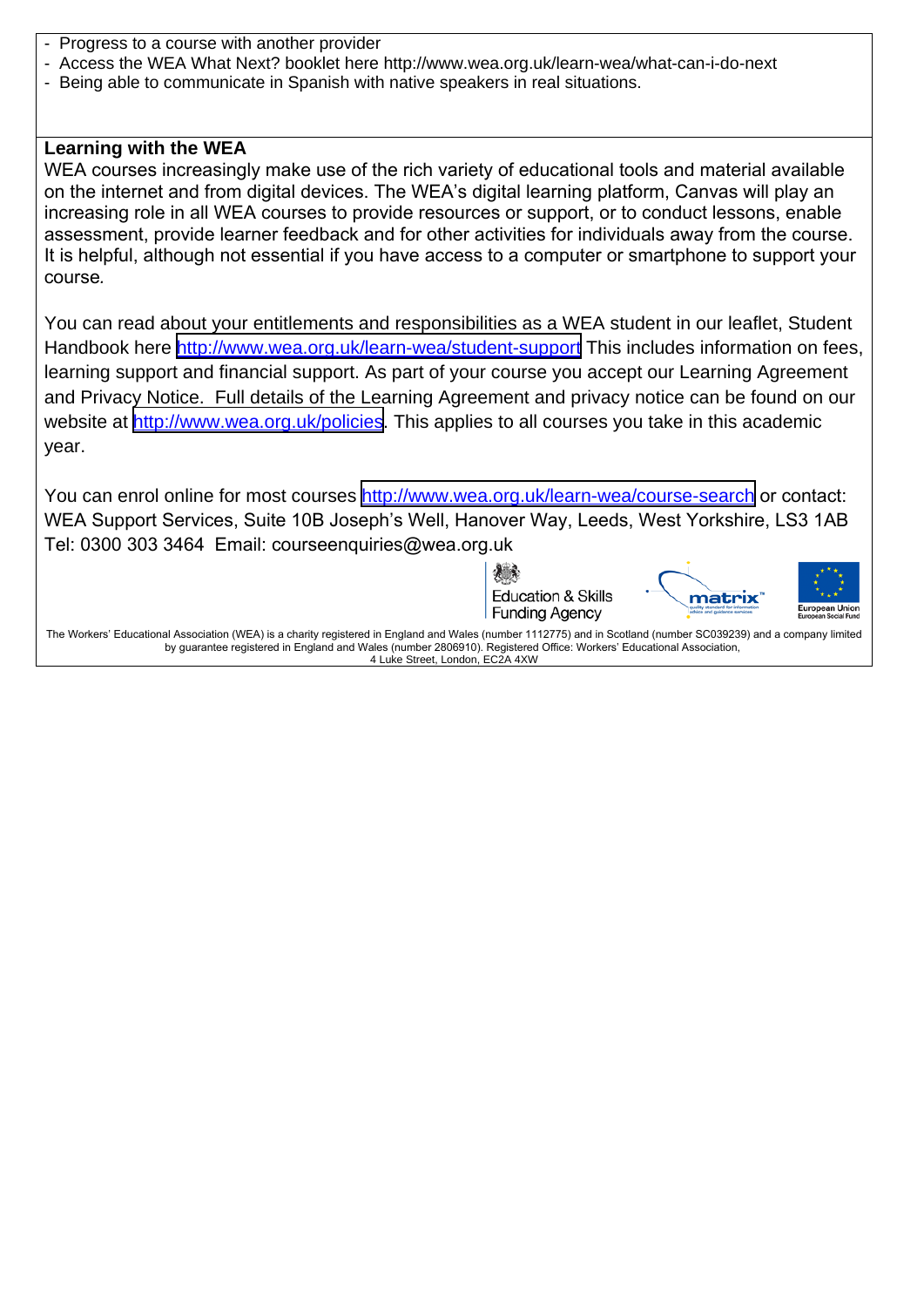- Progress to a course with another provider
- Access the WEA What Next? booklet here http://www.wea.org.uk/learn-wea/what-can-i-do-next
- Being able to communicate in Spanish with native speakers in real situations.

**Learning with the WEA**

WEA courses increasingly make use of the rich variety of educational tools and material available on the internet and from digital devices. The WEA's digital learning platform, Canvas will play an increasing role in all WEA courses to provide resources or support, or to conduct lessons, enable assessment, provide learner feedback and for other activities for individuals away from the course. It is helpful, although not essential if you have access to a computer or smartphone to support your course.

You can read about your entitlements and responsibilities as a WEA student in our leaflet, Student Handbook here http://www.wea.org.uk/learn-wea/student-support This includes information on fees, learning support and financial support. As part of your course you accept our Learning Agreement and Privacy Notice. Full details of the Learning Agreement and privacy notice can be found on our website at http://www.wea.org.uk/policies. This applies to all courses you take in this academic year.

You can enrol online for most courses http://www.wea.org.uk/learn-wea/course-search or contact: WEA Support Services, Suite 10B Joseph's Well, Hanover Way, Leeds, West Yorkshire, LS3 1AB Tel: 0300 303 3464 Email: courseenquiries@wea.org.uk

Education & Skills Funding Agency

matrix

European Union European Social Fund

The Workers' Educational Association (WEA) is a charity registered in England and Wales (number 1112775) and in Scotland (number SC039239) and a company limited by guarantee registered in England and Wales (number 2806910). Registered Office: Workers' Educational Association, 4 Luke Street, London, EC2A 4XW